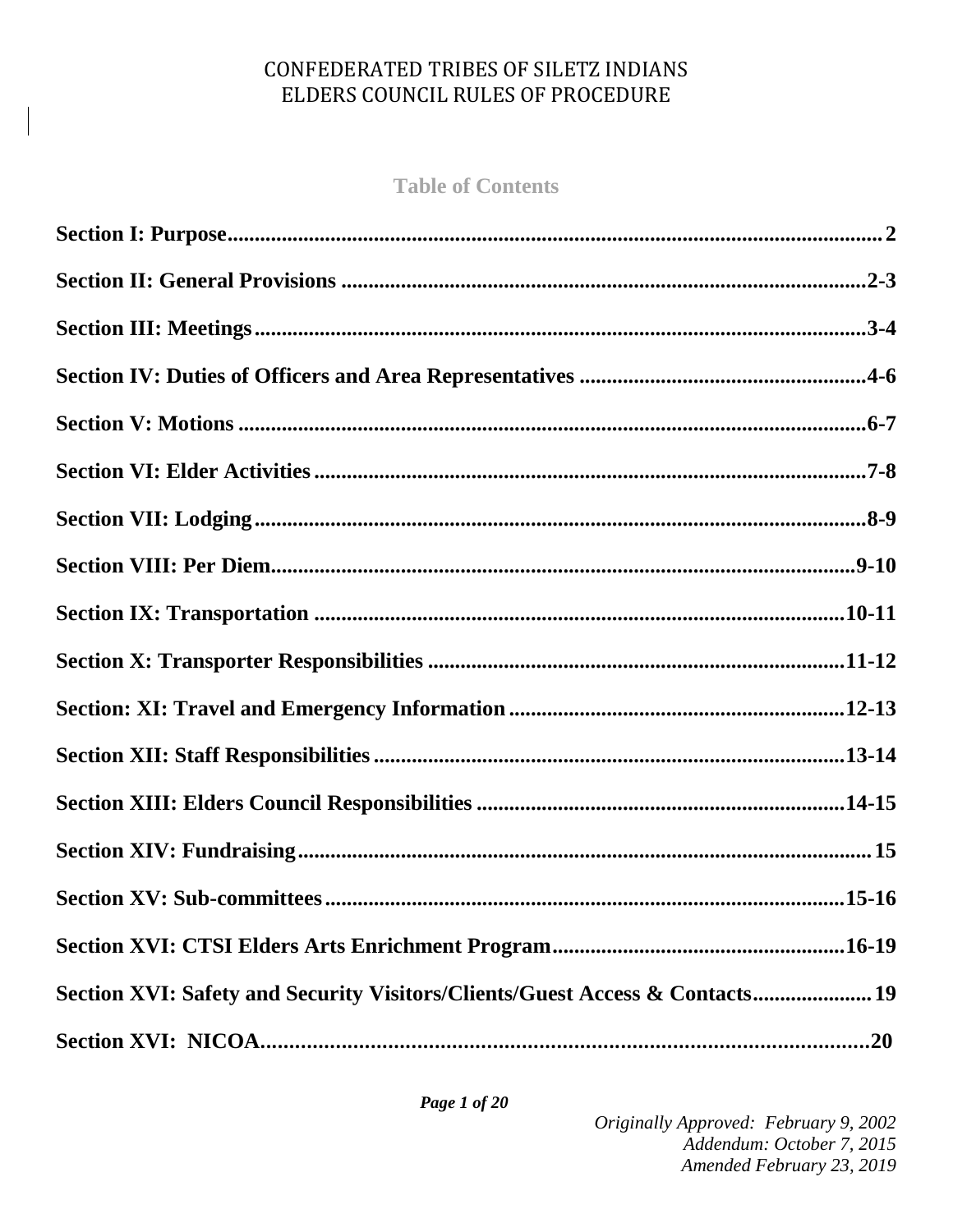# CONFEDERATED TRIBES OF SILETZ INDIANS
# ELDERS COUNCIL RULES OF PROCEDURE

## Table of Contents

**Section I: Purpose** ........................................ **2**

**Section II: General Provisions** ........................................ **2-3**

**Section III: Meetings** ........................................ **3-4**

**Section IV: Duties of Officers and Area Representatives** ........................................ **4-6**

**Section V: Motions** ........................................ **6-7**

**Section VI: Elder Activities** ........................................ **7-8**

**Section VII: Lodging** ........................................ **8-9**

**Section VIII: Per Diem** ........................................ **9-10**

**Section IX: Transportation** ........................................ **10-11**

**Section X: Transporter Responsibilities** ........................................ **11-12**

**Section: XI: Travel and Emergency Information** ........................................ **12-13**

**Section XII: Staff Responsibilities** ........................................ **13-14**

**Section XIII: Elders Council Responsibilities** ........................................ **14-15**

**Section XIV: Fundraising** ........................................ **15**

**Section XV: Sub-committees** ........................................ **15-16**

**Section XVI: CTSI Elders Arts Enrichment Program** ........................................ **16-19**

**Section XVI: Safety and Security Visitors/Clients/Guest Access & Contacts** ........................................ **19**

**Section XVI: NICOA** ........................................ **20**

*Originally Approved: February 9, 2002*
*Addendum: October 7, 2015*
*Amended February 23, 2019*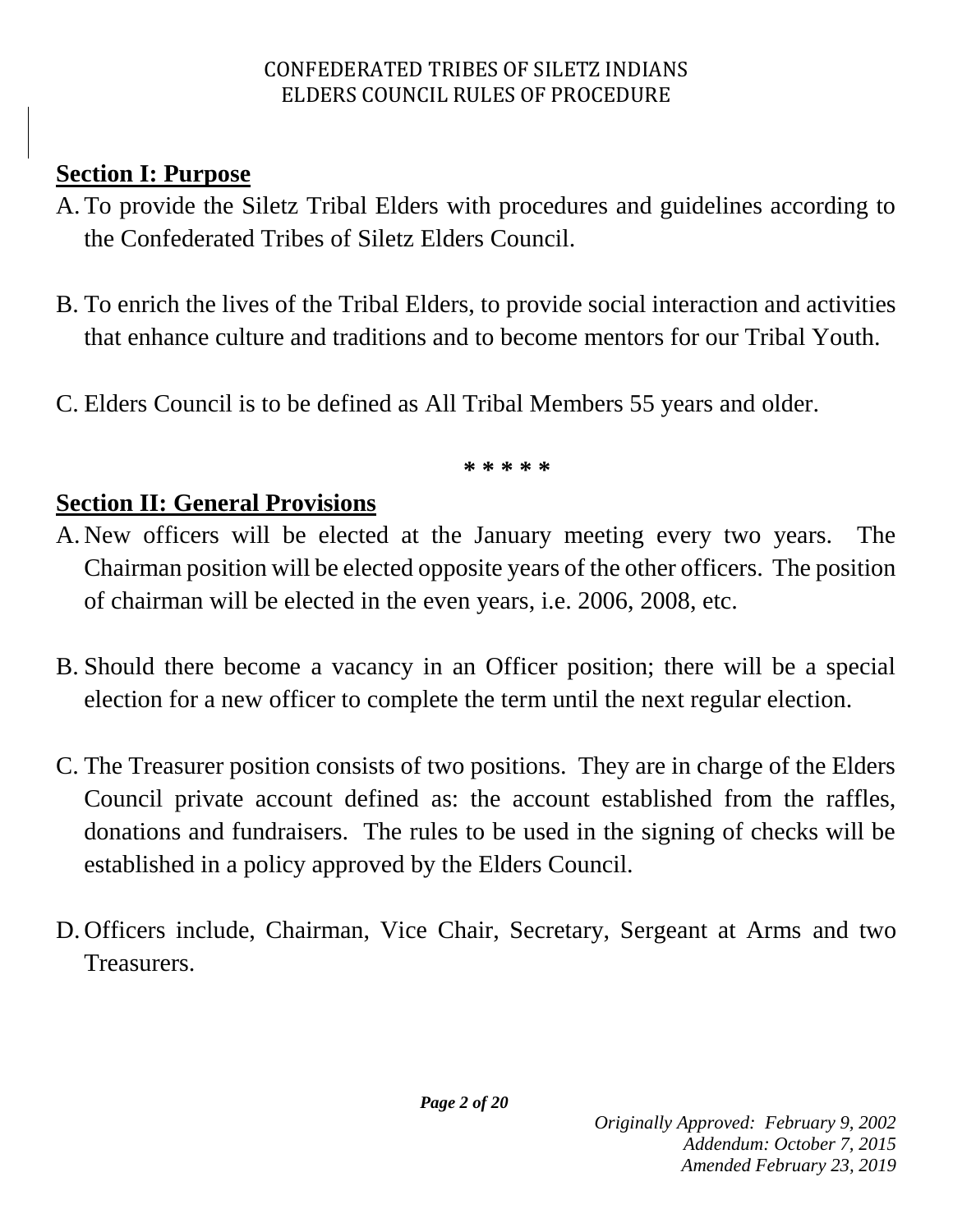## Section I: Purpose

A. To provide the Siletz Tribal Elders with procedures and guidelines according to the Confederated Tribes of Siletz Elders Council.

B. To enrich the lives of the Tribal Elders, to provide social interaction and activities that enhance culture and traditions and to become mentors for our Tribal Youth.

C. Elders Council is to be defined as All Tribal Members 55 years and older.

* * * * *

## Section II: General Provisions

A. New officers will be elected at the January meeting every two years. The Chairman position will be elected opposite years of the other officers. The position of chairman will be elected in the even years, i.e. 2006, 2008, etc.

B. Should there become a vacancy in an Officer position; there will be a special election for a new officer to complete the term until the next regular election.

C. The Treasurer position consists of two positions. They are in charge of the Elders Council private account defined as: the account established from the raffles, donations and fundraisers. The rules to be used in the signing of checks will be established in a policy approved by the Elders Council.

D. Officers include, Chairman, Vice Chair, Secretary, Sergeant at Arms and two Treasurers.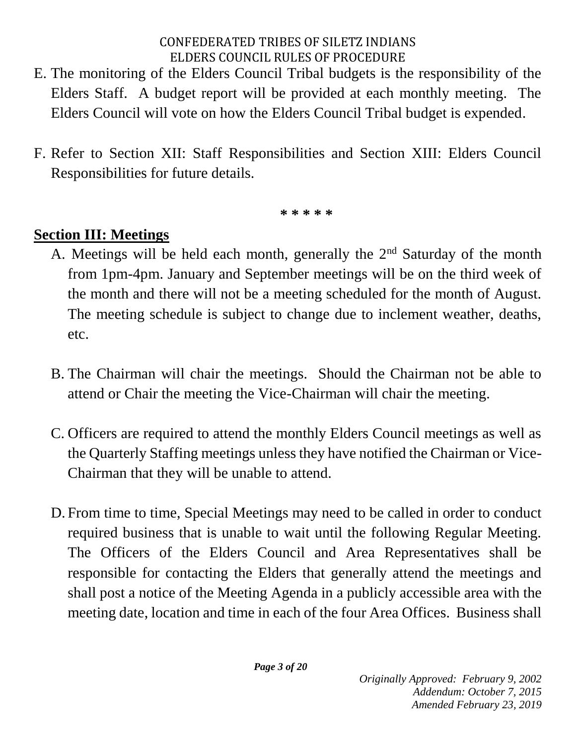E. The monitoring of the Elders Council Tribal budgets is the responsibility of the Elders Staff. A budget report will be provided at each monthly meeting. The Elders Council will vote on how the Elders Council Tribal budget is expended.

F. Refer to Section XII: Staff Responsibilities and Section XIII: Elders Council Responsibilities for future details.

\* \* \* \* \*

## Section III: Meetings

A. Meetings will be held each month, generally the 2nd Saturday of the month from 1pm-4pm. January and September meetings will be on the third week of the month and there will not be a meeting scheduled for the month of August. The meeting schedule is subject to change due to inclement weather, deaths, etc.

B. The Chairman will chair the meetings. Should the Chairman not be able to attend or Chair the meeting the Vice-Chairman will chair the meeting.

C. Officers are required to attend the monthly Elders Council meetings as well as the Quarterly Staffing meetings unless they have notified the Chairman or Vice-Chairman that they will be unable to attend.

D. From time to time, Special Meetings may need to be called in order to conduct required business that is unable to wait until the following Regular Meeting. The Officers of the Elders Council and Area Representatives shall be responsible for contacting the Elders that generally attend the meetings and shall post a notice of the Meeting Agenda in a publicly accessible area with the meeting date, location and time in each of the four Area Offices. Business shall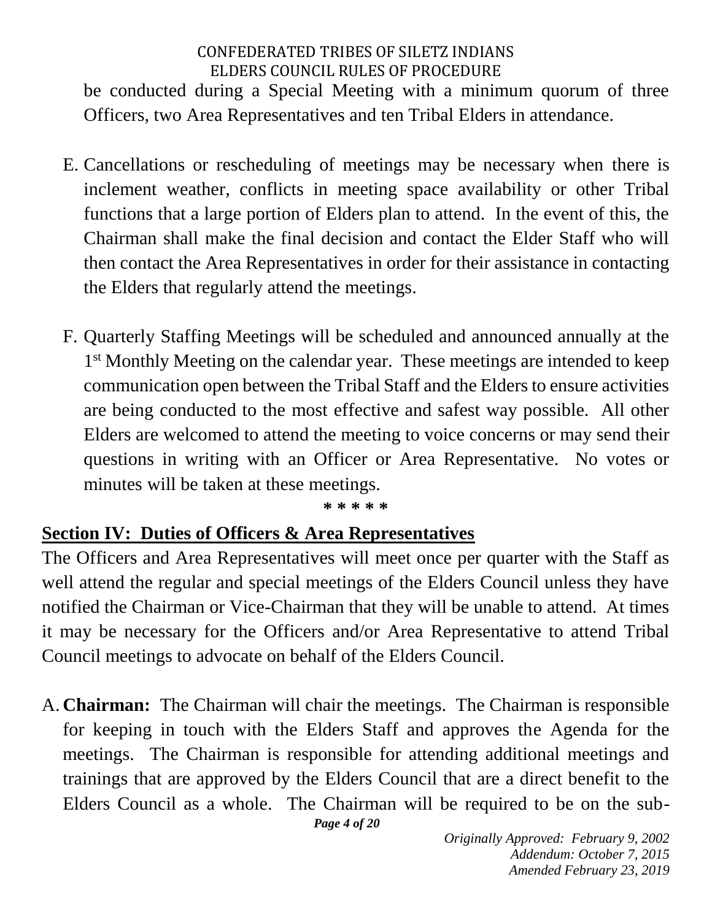be conducted during a Special Meeting with a minimum quorum of three Officers, two Area Representatives and ten Tribal Elders in attendance.

E. Cancellations or rescheduling of meetings may be necessary when there is inclement weather, conflicts in meeting space availability or other Tribal functions that a large portion of Elders plan to attend. In the event of this, the Chairman shall make the final decision and contact the Elder Staff who will then contact the Area Representatives in order for their assistance in contacting the Elders that regularly attend the meetings.

F. Quarterly Staffing Meetings will be scheduled and announced annually at the 1st Monthly Meeting on the calendar year. These meetings are intended to keep communication open between the Tribal Staff and the Elders to ensure activities are being conducted to the most effective and safest way possible. All other Elders are welcomed to attend the meeting to voice concerns or may send their questions in writing with an Officer or Area Representative. No votes or minutes will be taken at these meetings.

**\* \* \* \* \***

## Section IV: Duties of Officers & Area Representatives

The Officers and Area Representatives will meet once per quarter with the Staff as well attend the regular and special meetings of the Elders Council unless they have notified the Chairman or Vice-Chairman that they will be unable to attend. At times it may be necessary for the Officers and/or Area Representative to attend Tribal Council meetings to advocate on behalf of the Elders Council.

A. **Chairman:** The Chairman will chair the meetings. The Chairman is responsible for keeping in touch with the Elders Staff and approves the Agenda for the meetings. The Chairman is responsible for attending additional meetings and trainings that are approved by the Elders Council that are a direct benefit to the Elders Council as a whole. The Chairman will be required to be on the sub-

*Originally Approved: February 9, 2002*
*Addendum: October 7, 2015*
*Amended February 23, 2019*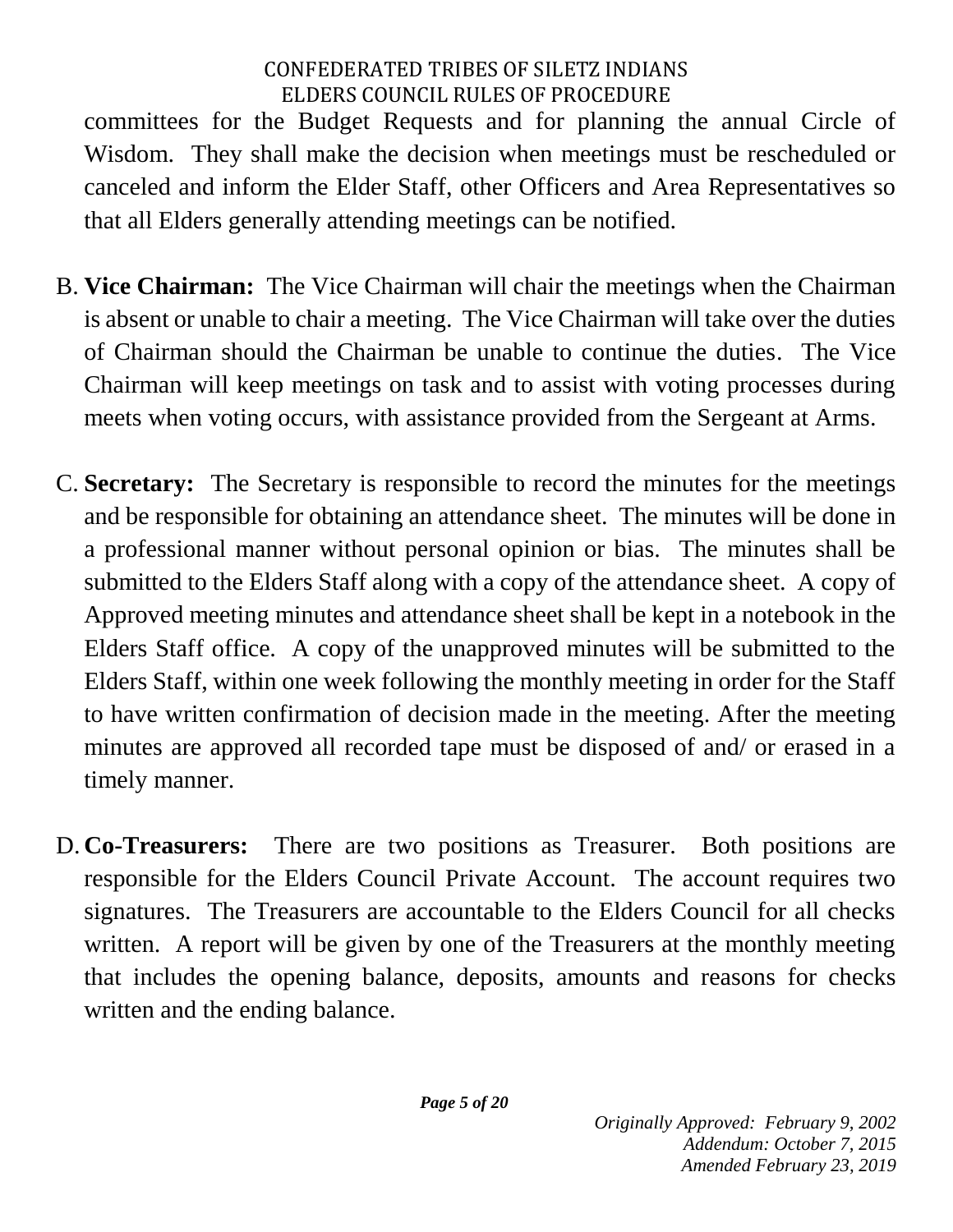committees for the Budget Requests and for planning the annual Circle of Wisdom. They shall make the decision when meetings must be rescheduled or canceled and inform the Elder Staff, other Officers and Area Representatives so that all Elders generally attending meetings can be notified.

B. **Vice Chairman:** The Vice Chairman will chair the meetings when the Chairman is absent or unable to chair a meeting. The Vice Chairman will take over the duties of Chairman should the Chairman be unable to continue the duties. The Vice Chairman will keep meetings on task and to assist with voting processes during meets when voting occurs, with assistance provided from the Sergeant at Arms.

C. **Secretary:** The Secretary is responsible to record the minutes for the meetings and be responsible for obtaining an attendance sheet. The minutes will be done in a professional manner without personal opinion or bias. The minutes shall be submitted to the Elders Staff along with a copy of the attendance sheet. A copy of Approved meeting minutes and attendance sheet shall be kept in a notebook in the Elders Staff office. A copy of the unapproved minutes will be submitted to the Elders Staff, within one week following the monthly meeting in order for the Staff to have written confirmation of decision made in the meeting. After the meeting minutes are approved all recorded tape must be disposed of and/ or erased in a timely manner.

D. **Co-Treasurers:** There are two positions as Treasurer. Both positions are responsible for the Elders Council Private Account. The account requires two signatures. The Treasurers are accountable to the Elders Council for all checks written. A report will be given by one of the Treasurers at the monthly meeting that includes the opening balance, deposits, amounts and reasons for checks written and the ending balance.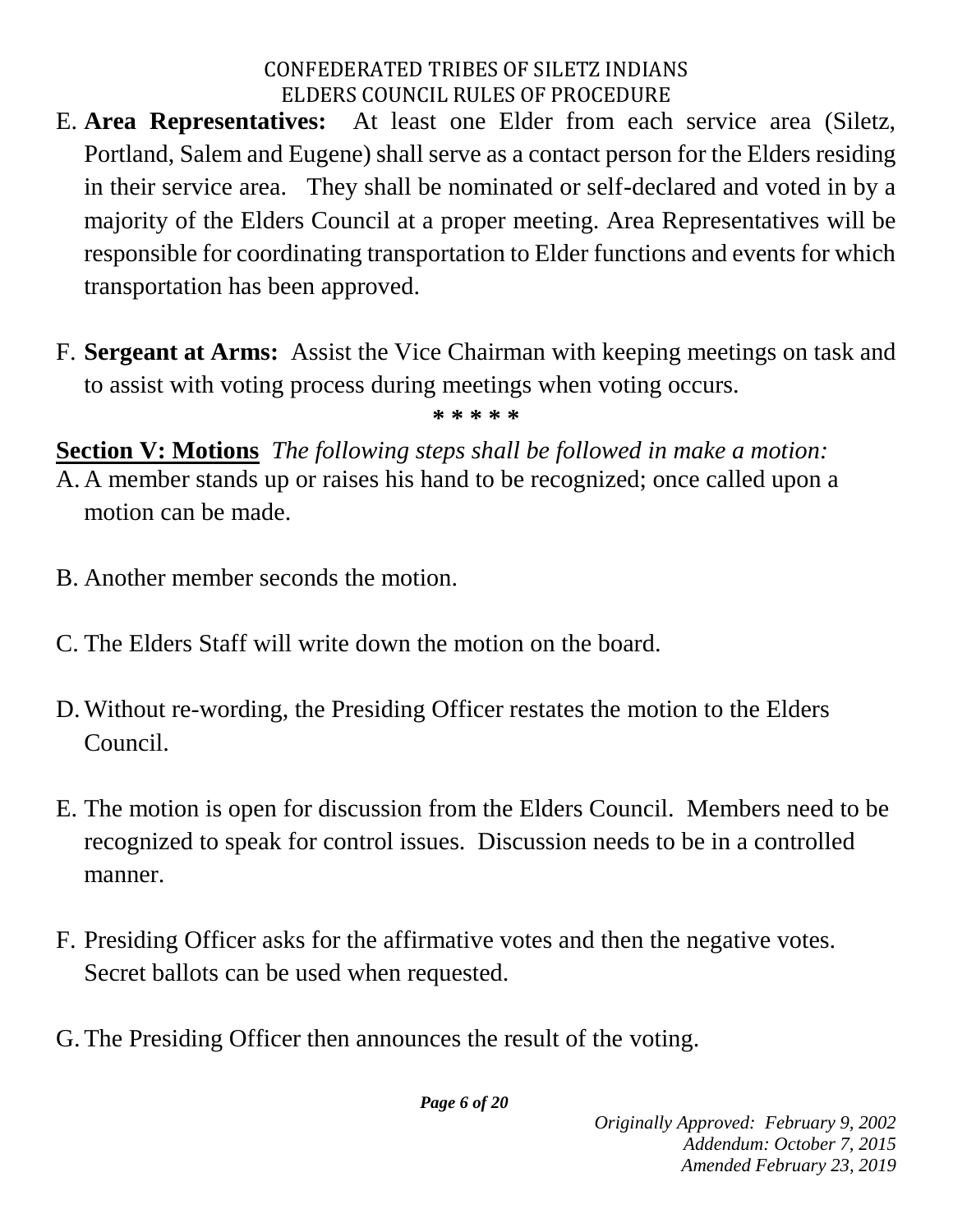E. **Area Representatives:** At least one Elder from each service area (Siletz, Portland, Salem and Eugene) shall serve as a contact person for the Elders residing in their service area. They shall be nominated or self-declared and voted in by a majority of the Elders Council at a proper meeting. Area Representatives will be responsible for coordinating transportation to Elder functions and events for which transportation has been approved.

F. **Sergeant at Arms:** Assist the Vice Chairman with keeping meetings on task and to assist with voting process during meetings when voting occurs.

**\* \* \* \* \***

**Section V: Motions** *The following steps shall be followed in make a motion:*

A. A member stands up or raises his hand to be recognized; once called upon a motion can be made.

B. Another member seconds the motion.

C. The Elders Staff will write down the motion on the board.

D. Without re-wording, the Presiding Officer restates the motion to the Elders Council.

E. The motion is open for discussion from the Elders Council. Members need to be recognized to speak for control issues. Discussion needs to be in a controlled manner.

F. Presiding Officer asks for the affirmative votes and then the negative votes. Secret ballots can be used when requested.

G. The Presiding Officer then announces the result of the voting.

*Originally Approved: February 9, 2002*
*Addendum: October 7, 2015*
*Amended February 23, 2019*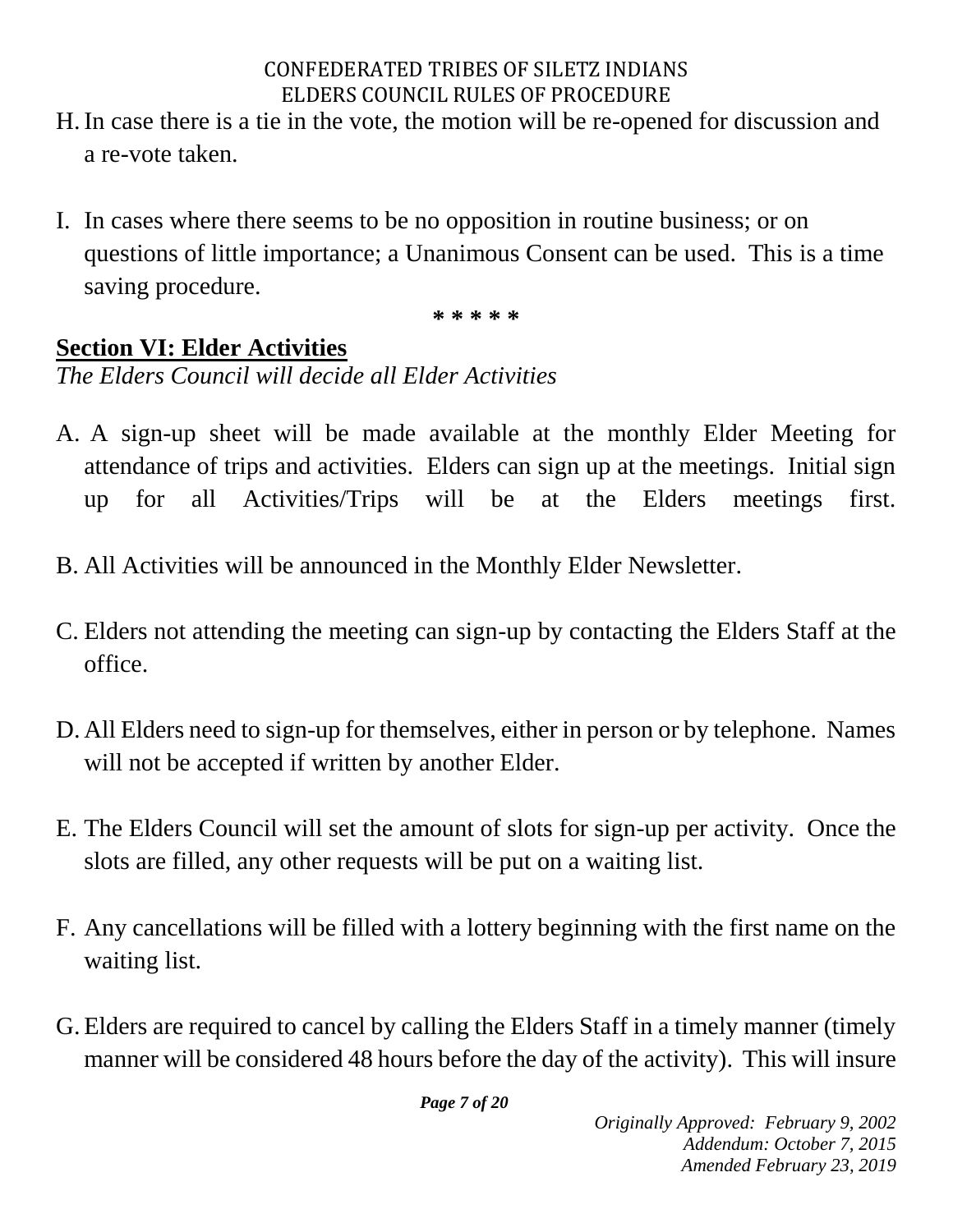H. In case there is a tie in the vote, the motion will be re-opened for discussion and a re-vote taken.

I. In cases where there seems to be no opposition in routine business; or on questions of little importance; a Unanimous Consent can be used. This is a time saving procedure.

\* \* \* \* \*

## Section VI: Elder Activities

*The Elders Council will decide all Elder Activities*

A. A sign-up sheet will be made available at the monthly Elder Meeting for attendance of trips and activities. Elders can sign up at the meetings. Initial sign up for all Activities/Trips will be at the Elders meetings first.

B. All Activities will be announced in the Monthly Elder Newsletter.

C. Elders not attending the meeting can sign-up by contacting the Elders Staff at the office.

D. All Elders need to sign-up for themselves, either in person or by telephone. Names will not be accepted if written by another Elder.

E. The Elders Council will set the amount of slots for sign-up per activity. Once the slots are filled, any other requests will be put on a waiting list.

F. Any cancellations will be filled with a lottery beginning with the first name on the waiting list.

G. Elders are required to cancel by calling the Elders Staff in a timely manner (timely manner will be considered 48 hours before the day of the activity). This will insure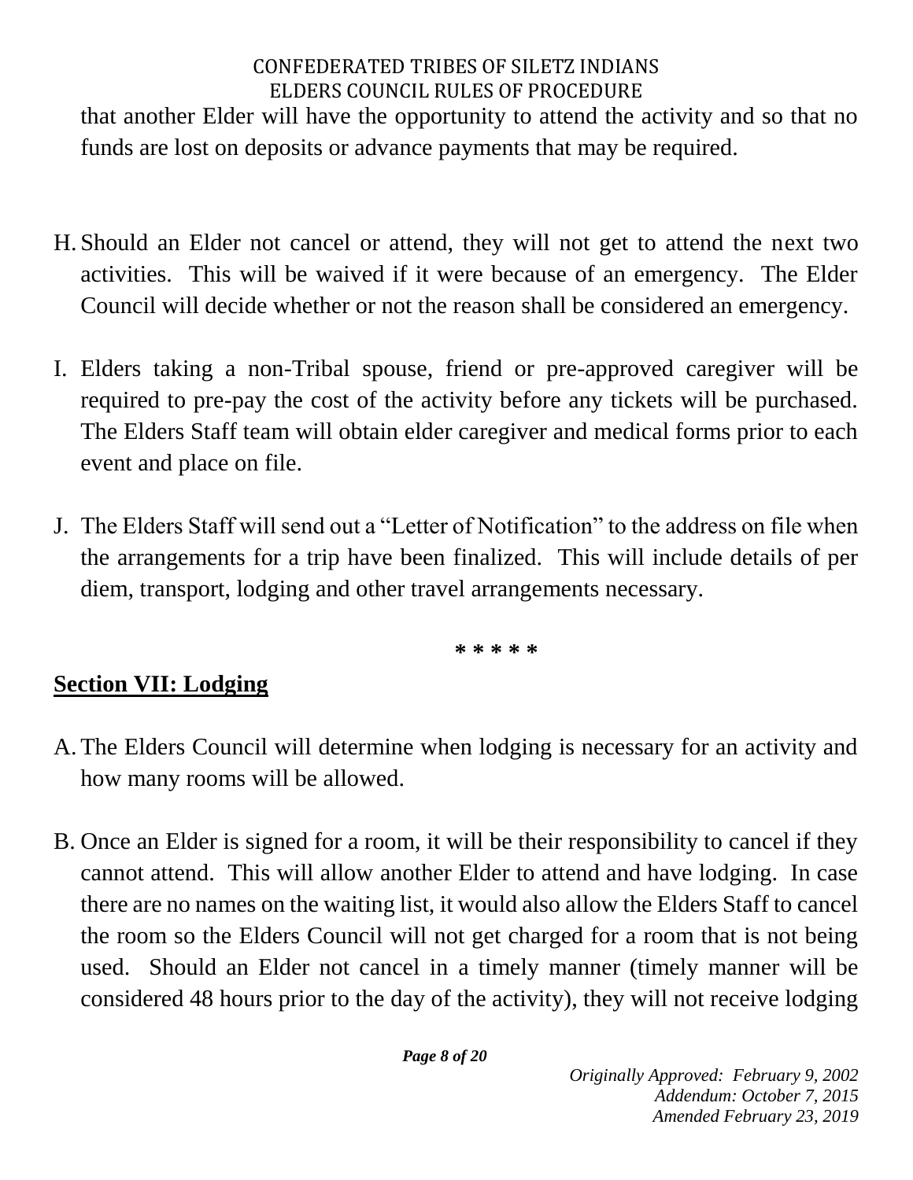that another Elder will have the opportunity to attend the activity and so that no funds are lost on deposits or advance payments that may be required.

H. Should an Elder not cancel or attend, they will not get to attend the next two activities. This will be waived if it were because of an emergency. The Elder Council will decide whether or not the reason shall be considered an emergency.

I. Elders taking a non-Tribal spouse, friend or pre-approved caregiver will be required to pre-pay the cost of the activity before any tickets will be purchased. The Elders Staff team will obtain elder caregiver and medical forms prior to each event and place on file.

J. The Elders Staff will send out a "Letter of Notification" to the address on file when the arrangements for a trip have been finalized. This will include details of per diem, transport, lodging and other travel arrangements necessary.

**\* \* \* \* \***

## Section VII: Lodging

A. The Elders Council will determine when lodging is necessary for an activity and how many rooms will be allowed.

B. Once an Elder is signed for a room, it will be their responsibility to cancel if they cannot attend. This will allow another Elder to attend and have lodging. In case there are no names on the waiting list, it would also allow the Elders Staff to cancel the room so the Elders Council will not get charged for a room that is not being used. Should an Elder not cancel in a timely manner (timely manner will be considered 48 hours prior to the day of the activity), they will not receive lodging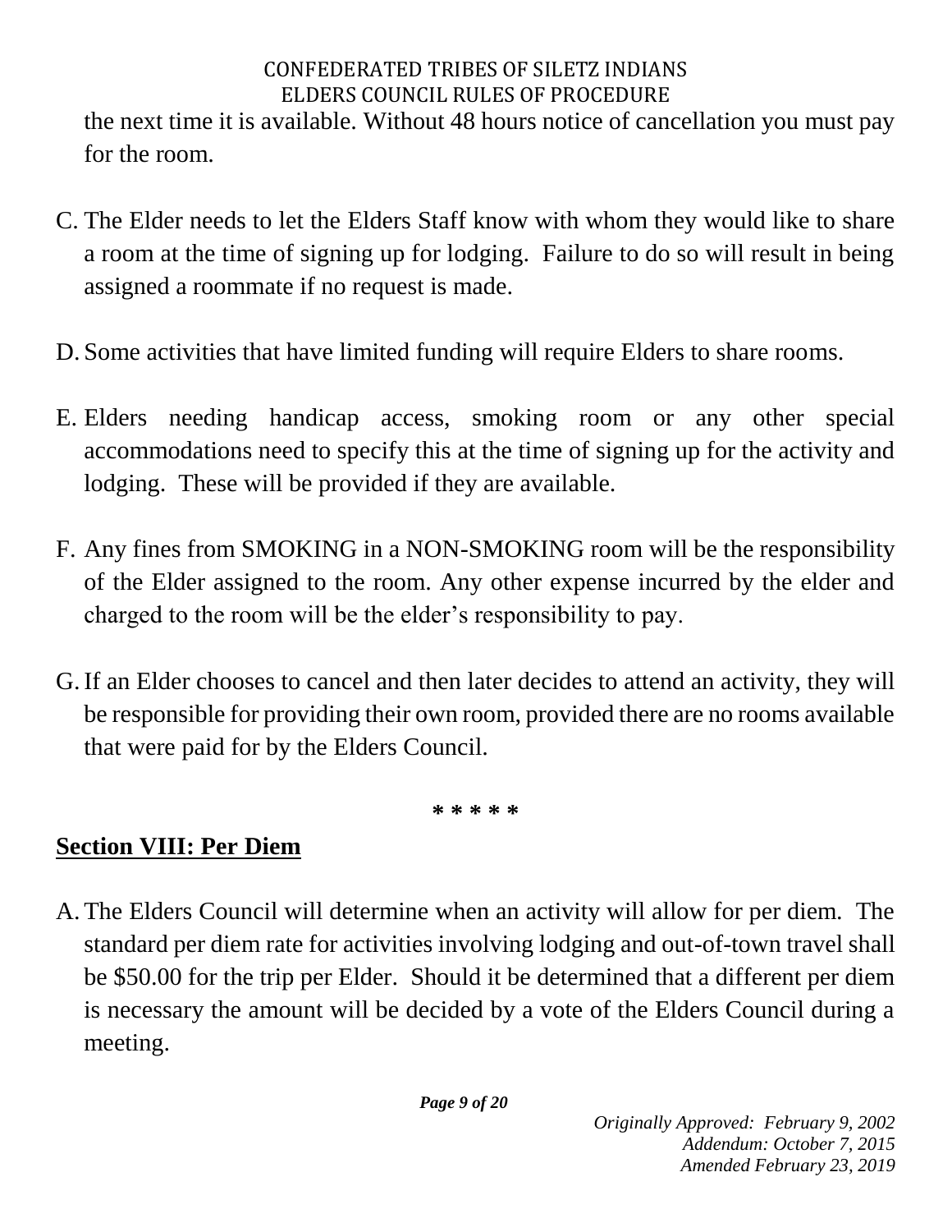the next time it is available. Without 48 hours notice of cancellation you must pay for the room.

C. The Elder needs to let the Elders Staff know with whom they would like to share a room at the time of signing up for lodging. Failure to do so will result in being assigned a roommate if no request is made.

D. Some activities that have limited funding will require Elders to share rooms.

E. Elders needing handicap access, smoking room or any other special accommodations need to specify this at the time of signing up for the activity and lodging. These will be provided if they are available.

F. Any fines from SMOKING in a NON-SMOKING room will be the responsibility of the Elder assigned to the room. Any other expense incurred by the elder and charged to the room will be the elder's responsibility to pay.

G. If an Elder chooses to cancel and then later decides to attend an activity, they will be responsible for providing their own room, provided there are no rooms available that were paid for by the Elders Council.

\* \* \* \* \*

## Section VIII: Per Diem

A. The Elders Council will determine when an activity will allow for per diem. The standard per diem rate for activities involving lodging and out-of-town travel shall be $50.00 for the trip per Elder. Should it be determined that a different per diem is necessary the amount will be decided by a vote of the Elders Council during a meeting.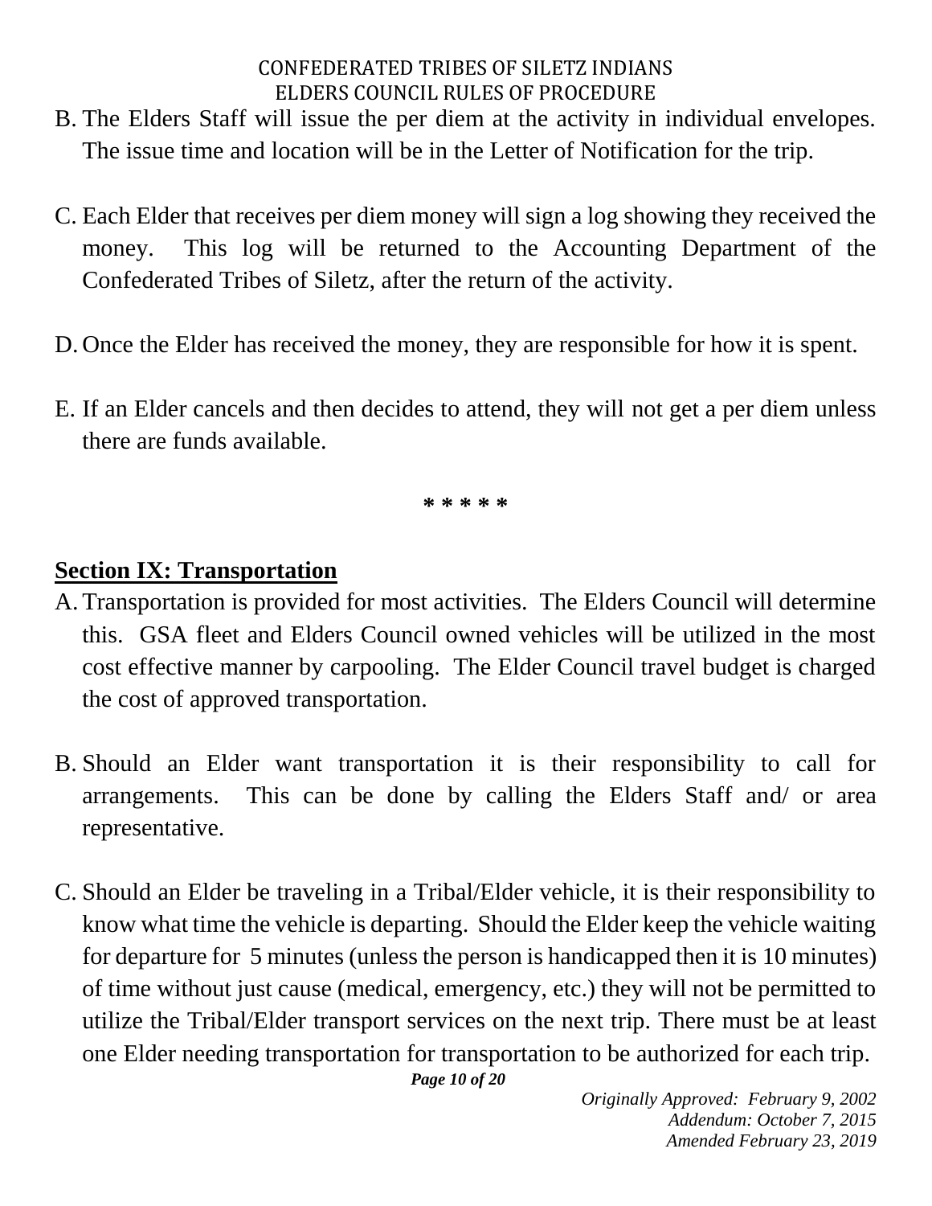B. The Elders Staff will issue the per diem at the activity in individual envelopes. The issue time and location will be in the Letter of Notification for the trip.

C. Each Elder that receives per diem money will sign a log showing they received the money. This log will be returned to the Accounting Department of the Confederated Tribes of Siletz, after the return of the activity.

D. Once the Elder has received the money, they are responsible for how it is spent.

E. If an Elder cancels and then decides to attend, they will not get a per diem unless there are funds available.

**\* \* \* \* \***

## Section IX: Transportation

A. Transportation is provided for most activities. The Elders Council will determine this. GSA fleet and Elders Council owned vehicles will be utilized in the most cost effective manner by carpooling. The Elder Council travel budget is charged the cost of approved transportation.

B. Should an Elder want transportation it is their responsibility to call for arrangements. This can be done by calling the Elders Staff and/ or area representative.

C. Should an Elder be traveling in a Tribal/Elder vehicle, it is their responsibility to know what time the vehicle is departing. Should the Elder keep the vehicle waiting for departure for 5 minutes (unless the person is handicapped then it is 10 minutes) of time without just cause (medical, emergency, etc.) they will not be permitted to utilize the Tribal/Elder transport services on the next trip. There must be at least one Elder needing transportation for transportation to be authorized for each trip.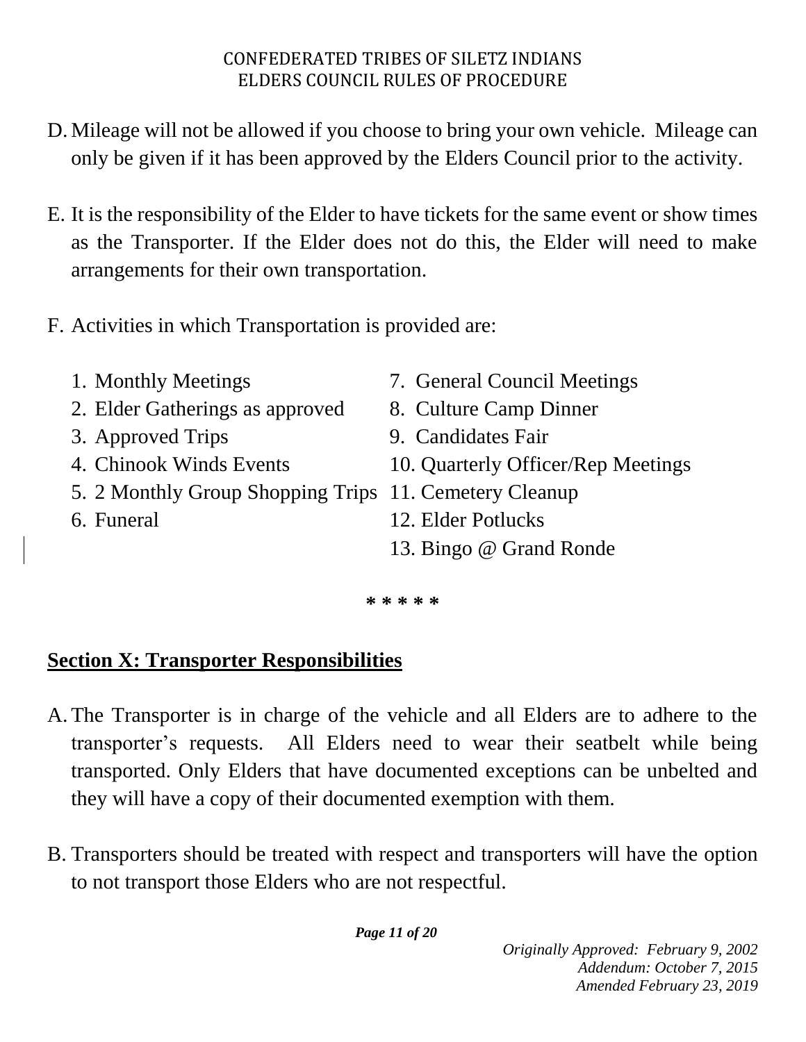D. Mileage will not be allowed if you choose to bring your own vehicle. Mileage can only be given if it has been approved by the Elders Council prior to the activity.

E. It is the responsibility of the Elder to have tickets for the same event or show times as the Transporter. If the Elder does not do this, the Elder will need to make arrangements for their own transportation.

F. Activities in which Transportation is provided are:

   1. Monthly Meetings
   2. Elder Gatherings as approved
   3. Approved Trips
   4. Chinook Winds Events
   5. 2 Monthly Group Shopping Trips
   6. Funeral
   7. General Council Meetings
   8. Culture Camp Dinner
   9. Candidates Fair
   10. Quarterly Officer/Rep Meetings
   11. Cemetery Cleanup
   12. Elder Potlucks
   13. Bingo @ Grand Ronde

**\* \* \* \* \***

## Section X: Transporter Responsibilities

A. The Transporter is in charge of the vehicle and all Elders are to adhere to the transporter's requests. All Elders need to wear their seatbelt while being transported. Only Elders that have documented exceptions can be unbelted and they will have a copy of their documented exemption with them.

B. Transporters should be treated with respect and transporters will have the option to not transport those Elders who are not respectful.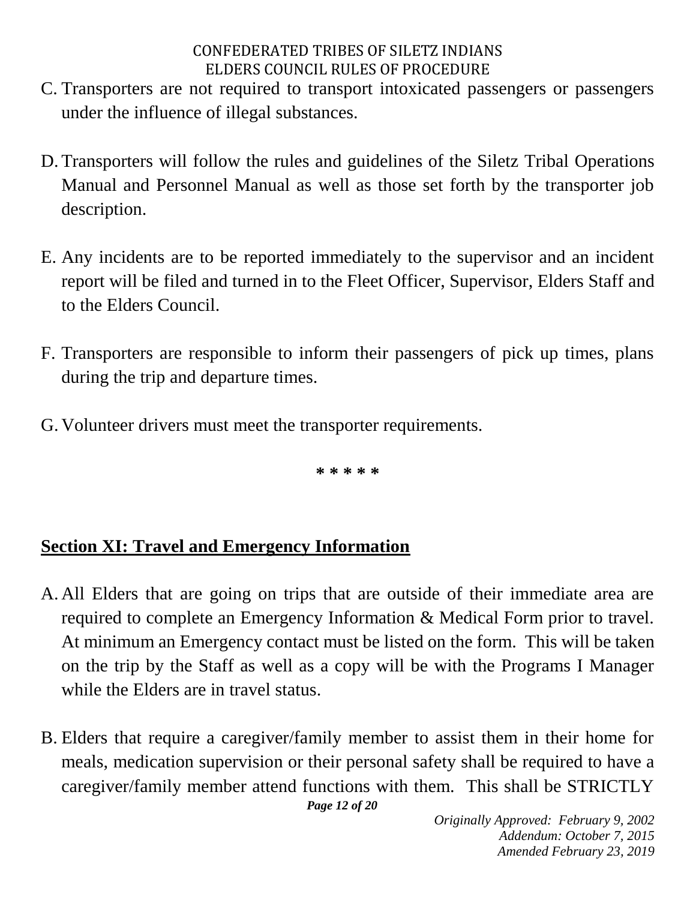C. Transporters are not required to transport intoxicated passengers or passengers under the influence of illegal substances.

D. Transporters will follow the rules and guidelines of the Siletz Tribal Operations Manual and Personnel Manual as well as those set forth by the transporter job description.

E. Any incidents are to be reported immediately to the supervisor and an incident report will be filed and turned in to the Fleet Officer, Supervisor, Elders Staff and to the Elders Council.

F. Transporters are responsible to inform their passengers of pick up times, plans during the trip and departure times.

G. Volunteer drivers must meet the transporter requirements.

**\* \* \* \* \***

## Section XI: Travel and Emergency Information

A. All Elders that are going on trips that are outside of their immediate area are required to complete an Emergency Information & Medical Form prior to travel. At minimum an Emergency contact must be listed on the form. This will be taken on the trip by the Staff as well as a copy will be with the Programs I Manager while the Elders are in travel status.

B. Elders that require a caregiver/family member to assist them in their home for meals, medication supervision or their personal safety shall be required to have a caregiver/family member attend functions with them. This shall be STRICTLY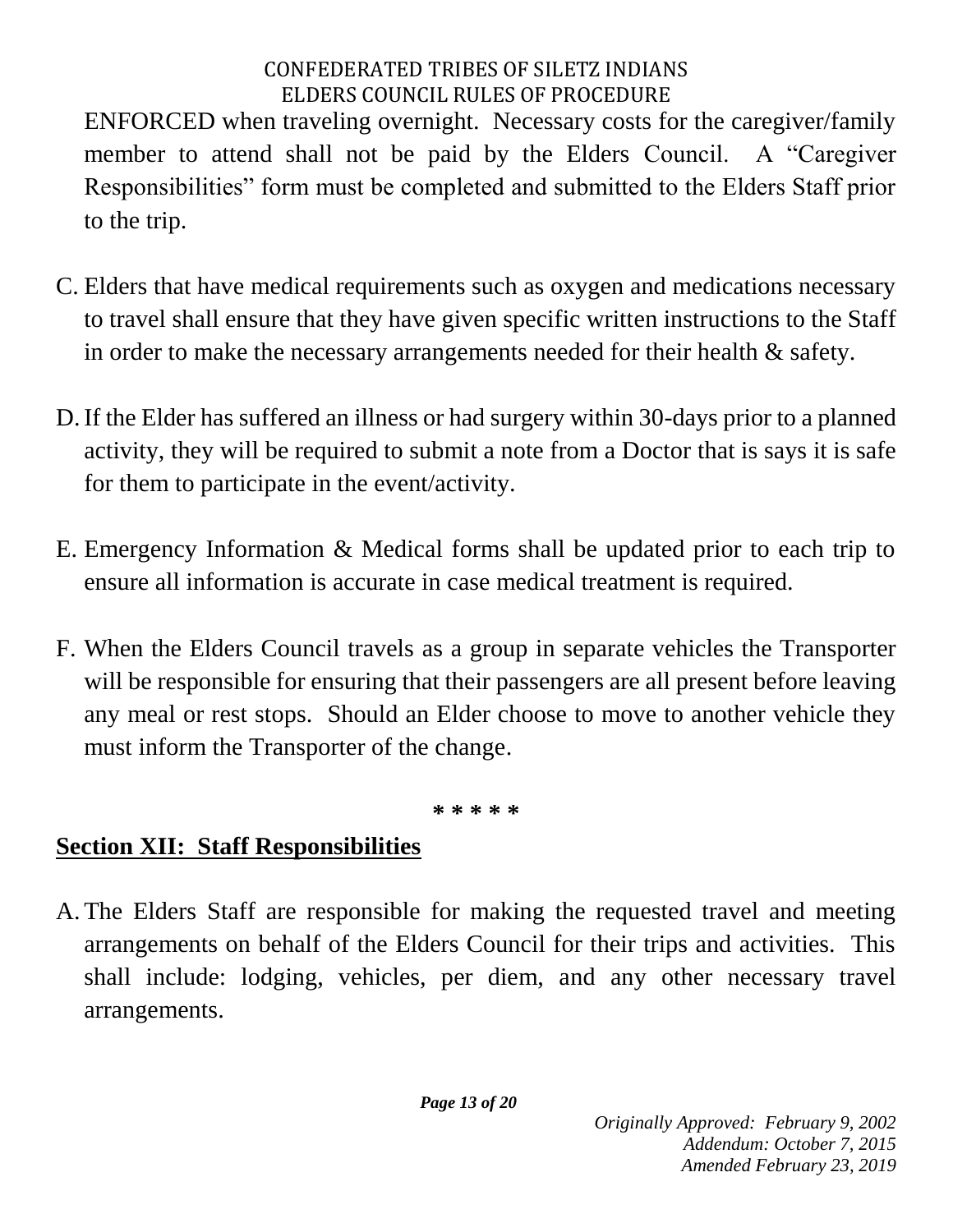ENFORCED when traveling overnight. Necessary costs for the caregiver/family member to attend shall not be paid by the Elders Council. A "Caregiver Responsibilities" form must be completed and submitted to the Elders Staff prior to the trip.

C. Elders that have medical requirements such as oxygen and medications necessary to travel shall ensure that they have given specific written instructions to the Staff in order to make the necessary arrangements needed for their health & safety.

D. If the Elder has suffered an illness or had surgery within 30-days prior to a planned activity, they will be required to submit a note from a Doctor that is says it is safe for them to participate in the event/activity.

E. Emergency Information & Medical forms shall be updated prior to each trip to ensure all information is accurate in case medical treatment is required.

F. When the Elders Council travels as a group in separate vehicles the Transporter will be responsible for ensuring that their passengers are all present before leaving any meal or rest stops. Should an Elder choose to move to another vehicle they must inform the Transporter of the change.

**\* \* \* \* \***

## Section XII: Staff Responsibilities

A. The Elders Staff are responsible for making the requested travel and meeting arrangements on behalf of the Elders Council for their trips and activities. This shall include: lodging, vehicles, per diem, and any other necessary travel arrangements.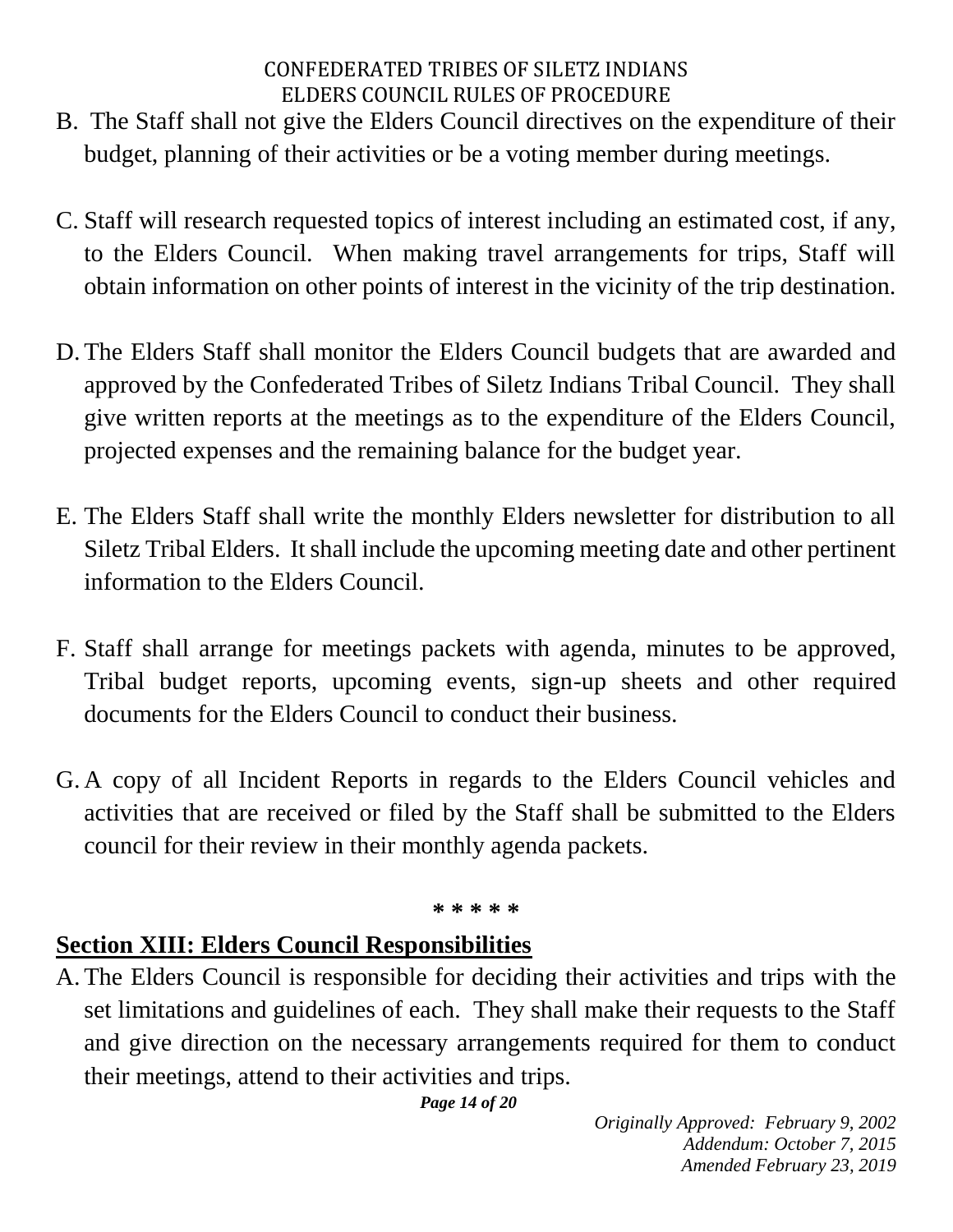B. The Staff shall not give the Elders Council directives on the expenditure of their budget, planning of their activities or be a voting member during meetings.

C. Staff will research requested topics of interest including an estimated cost, if any, to the Elders Council. When making travel arrangements for trips, Staff will obtain information on other points of interest in the vicinity of the trip destination.

D. The Elders Staff shall monitor the Elders Council budgets that are awarded and approved by the Confederated Tribes of Siletz Indians Tribal Council. They shall give written reports at the meetings as to the expenditure of the Elders Council, projected expenses and the remaining balance for the budget year.

E. The Elders Staff shall write the monthly Elders newsletter for distribution to all Siletz Tribal Elders. It shall include the upcoming meeting date and other pertinent information to the Elders Council.

F. Staff shall arrange for meetings packets with agenda, minutes to be approved, Tribal budget reports, upcoming events, sign-up sheets and other required documents for the Elders Council to conduct their business.

G. A copy of all Incident Reports in regards to the Elders Council vehicles and activities that are received or filed by the Staff shall be submitted to the Elders council for their review in their monthly agenda packets.

**\* \* \* \* \***

## Section XIII: Elders Council Responsibilities

A. The Elders Council is responsible for deciding their activities and trips with the set limitations and guidelines of each. They shall make their requests to the Staff and give direction on the necessary arrangements required for them to conduct their meetings, attend to their activities and trips.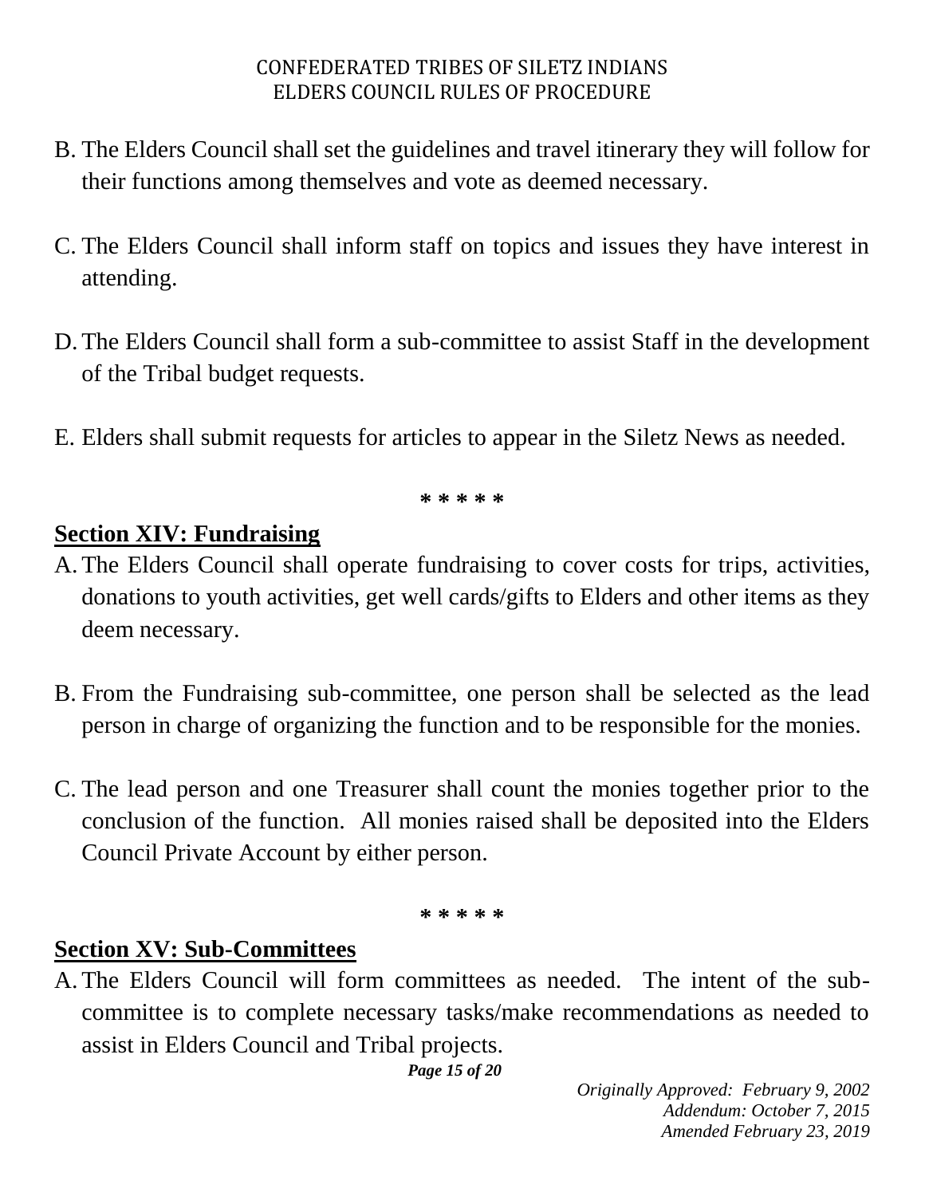B. The Elders Council shall set the guidelines and travel itinerary they will follow for their functions among themselves and vote as deemed necessary.

C. The Elders Council shall inform staff on topics and issues they have interest in attending.

D. The Elders Council shall form a sub-committee to assist Staff in the development of the Tribal budget requests.

E. Elders shall submit requests for articles to appear in the Siletz News as needed.

**\* \* \* \* \***

## Section XIV: Fundraising

A. The Elders Council shall operate fundraising to cover costs for trips, activities, donations to youth activities, get well cards/gifts to Elders and other items as they deem necessary.

B. From the Fundraising sub-committee, one person shall be selected as the lead person in charge of organizing the function and to be responsible for the monies.

C. The lead person and one Treasurer shall count the monies together prior to the conclusion of the function. All monies raised shall be deposited into the Elders Council Private Account by either person.

**\* \* \* \* \***

## Section XV: Sub-Committees

A. The Elders Council will form committees as needed. The intent of the sub-committee is to complete necessary tasks/make recommendations as needed to assist in Elders Council and Tribal projects.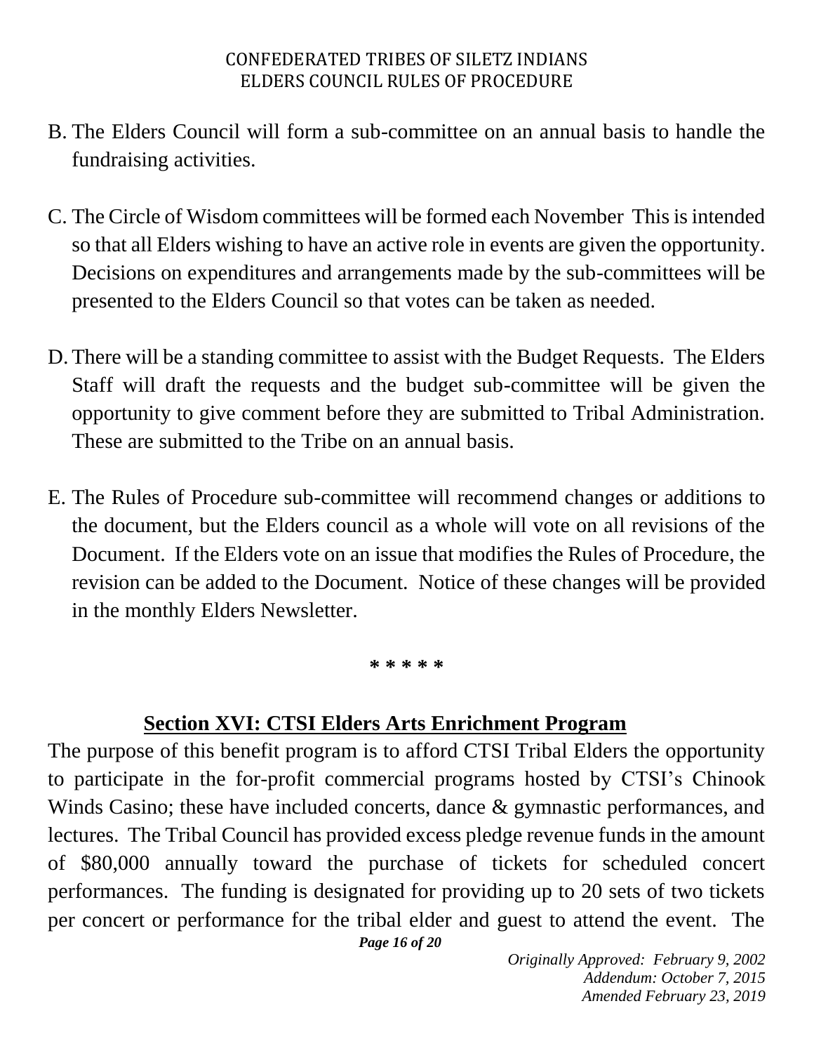B. The Elders Council will form a sub-committee on an annual basis to handle the fundraising activities.

C. The Circle of Wisdom committees will be formed each November This is intended so that all Elders wishing to have an active role in events are given the opportunity. Decisions on expenditures and arrangements made by the sub-committees will be presented to the Elders Council so that votes can be taken as needed.

D. There will be a standing committee to assist with the Budget Requests. The Elders Staff will draft the requests and the budget sub-committee will be given the opportunity to give comment before they are submitted to Tribal Administration. These are submitted to the Tribe on an annual basis.

E. The Rules of Procedure sub-committee will recommend changes or additions to the document, but the Elders council as a whole will vote on all revisions of the Document. If the Elders vote on an issue that modifies the Rules of Procedure, the revision can be added to the Document. Notice of these changes will be provided in the monthly Elders Newsletter.

**\* \* \* \* \***

## Section XVI: CTSI Elders Arts Enrichment Program

The purpose of this benefit program is to afford CTSI Tribal Elders the opportunity to participate in the for-profit commercial programs hosted by CTSI's Chinook Winds Casino; these have included concerts, dance & gymnastic performances, and lectures. The Tribal Council has provided excess pledge revenue funds in the amount of $80,000 annually toward the purchase of tickets for scheduled concert performances. The funding is designated for providing up to 20 sets of two tickets per concert or performance for the tribal elder and guest to attend the event. The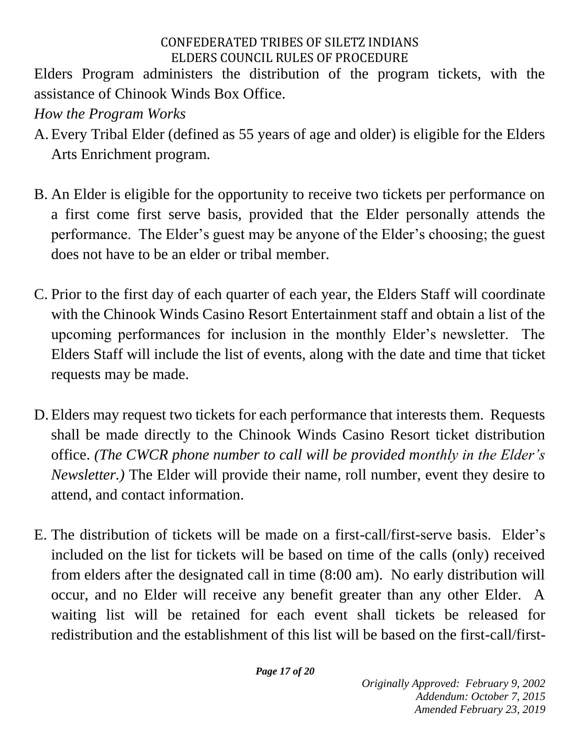Elders Program administers the distribution of the program tickets, with the assistance of Chinook Winds Box Office.

*How the Program Works*

A. Every Tribal Elder (defined as 55 years of age and older) is eligible for the Elders Arts Enrichment program.

B. An Elder is eligible for the opportunity to receive two tickets per performance on a first come first serve basis, provided that the Elder personally attends the performance. The Elder's guest may be anyone of the Elder's choosing; the guest does not have to be an elder or tribal member.

C. Prior to the first day of each quarter of each year, the Elders Staff will coordinate with the Chinook Winds Casino Resort Entertainment staff and obtain a list of the upcoming performances for inclusion in the monthly Elder's newsletter. The Elders Staff will include the list of events, along with the date and time that ticket requests may be made.

D. Elders may request two tickets for each performance that interests them. Requests shall be made directly to the Chinook Winds Casino Resort ticket distribution office. *(The CWCR phone number to call will be provided monthly in the Elder's Newsletter.)* The Elder will provide their name, roll number, event they desire to attend, and contact information.

E. The distribution of tickets will be made on a first-call/first-serve basis. Elder's included on the list for tickets will be based on time of the calls (only) received from elders after the designated call in time (8:00 am). No early distribution will occur, and no Elder will receive any benefit greater than any other Elder. A waiting list will be retained for each event shall tickets be released for redistribution and the establishment of this list will be based on the first-call/first-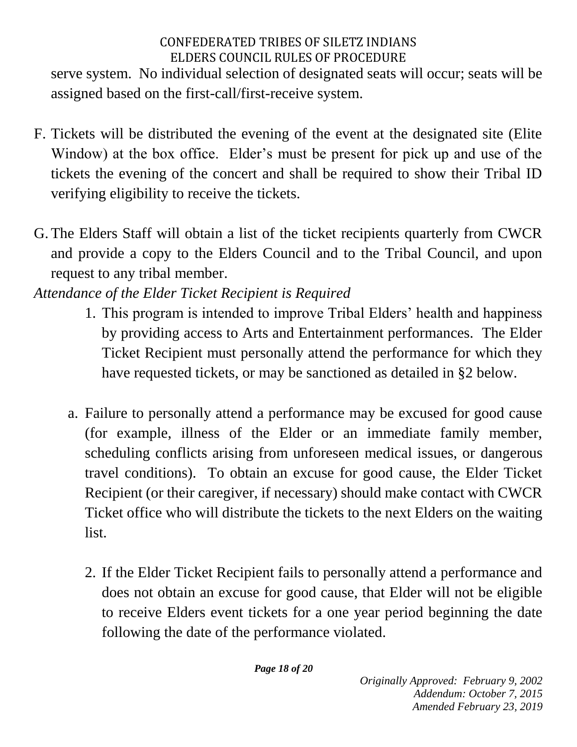serve system. No individual selection of designated seats will occur; seats will be assigned based on the first-call/first-receive system.

F. Tickets will be distributed the evening of the event at the designated site (Elite Window) at the box office. Elder's must be present for pick up and use of the tickets the evening of the concert and shall be required to show their Tribal ID verifying eligibility to receive the tickets.

G. The Elders Staff will obtain a list of the ticket recipients quarterly from CWCR and provide a copy to the Elders Council and to the Tribal Council, and upon request to any tribal member.

*Attendance of the Elder Ticket Recipient is Required*

1. This program is intended to improve Tribal Elders' health and happiness by providing access to Arts and Entertainment performances. The Elder Ticket Recipient must personally attend the performance for which they have requested tickets, or may be sanctioned as detailed in §2 below.

   a. Failure to personally attend a performance may be excused for good cause (for example, illness of the Elder or an immediate family member, scheduling conflicts arising from unforeseen medical issues, or dangerous travel conditions). To obtain an excuse for good cause, the Elder Ticket Recipient (or their caregiver, if necessary) should make contact with CWCR Ticket office who will distribute the tickets to the next Elders on the waiting list.

2. If the Elder Ticket Recipient fails to personally attend a performance and does not obtain an excuse for good cause, that Elder will not be eligible to receive Elders event tickets for a one year period beginning the date following the date of the performance violated.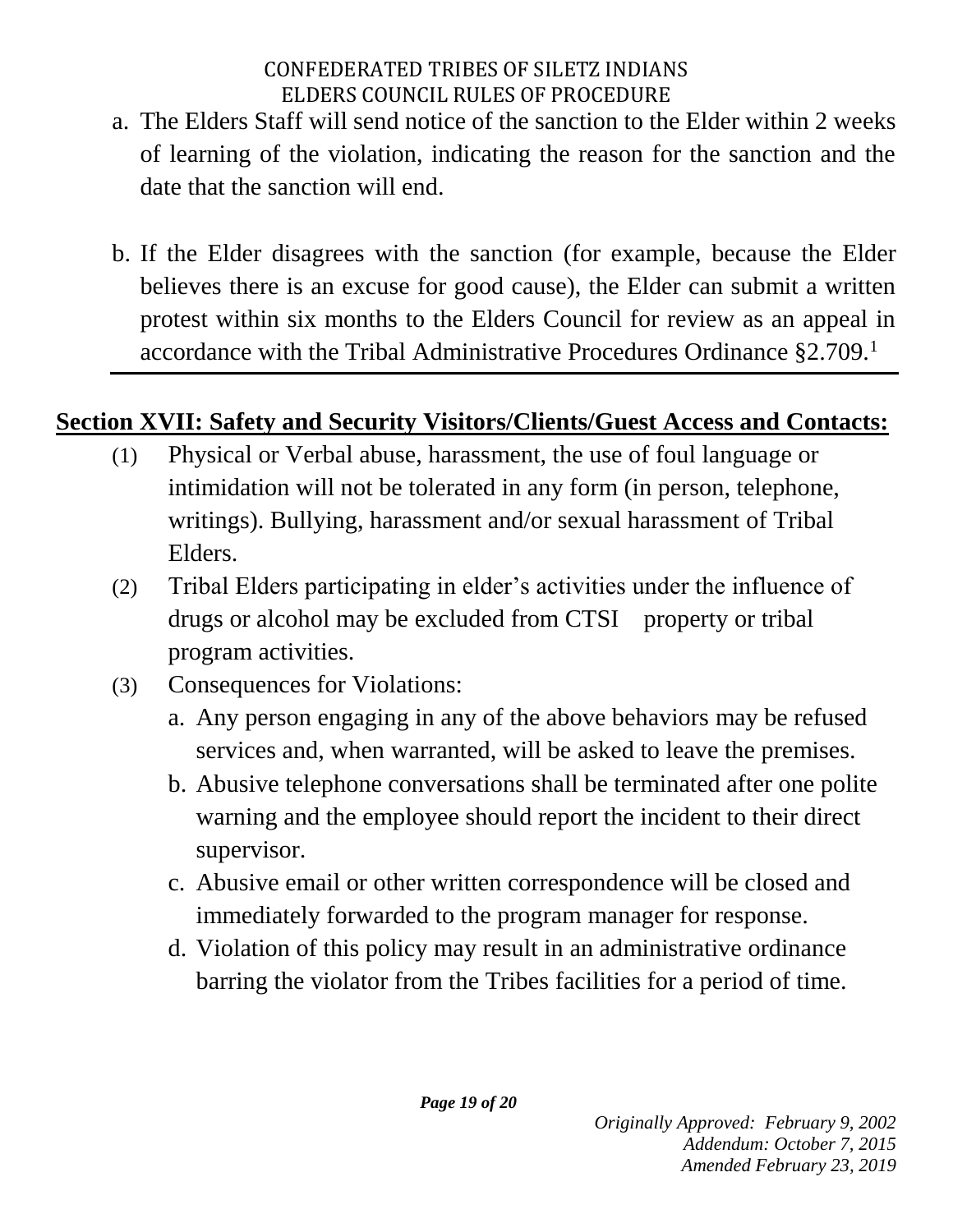a. The Elders Staff will send notice of the sanction to the Elder within 2 weeks of learning of the violation, indicating the reason for the sanction and the date that the sanction will end.

b. If the Elder disagrees with the sanction (for example, because the Elder believes there is an excuse for good cause), the Elder can submit a written protest within six months to the Elders Council for review as an appeal in accordance with the Tribal Administrative Procedures Ordinance §2.709.[1]

---

## Section XVII: Safety and Security Visitors/Clients/Guest Access and Contacts:

(1) Physical or Verbal abuse, harassment, the use of foul language or intimidation will not be tolerated in any form (in person, telephone, writings). Bullying, harassment and/or sexual harassment of Tribal Elders.

(2) Tribal Elders participating in elder's activities under the influence of drugs or alcohol may be excluded from CTSI property or tribal program activities.

(3) Consequences for Violations:

a. Any person engaging in any of the above behaviors may be refused services and, when warranted, will be asked to leave the premises.

b. Abusive telephone conversations shall be terminated after one polite warning and the employee should report the incident to their direct supervisor.

c. Abusive email or other written correspondence will be closed and immediately forwarded to the program manager for response.

d. Violation of this policy may result in an administrative ordinance barring the violator from the Tribes facilities for a period of time.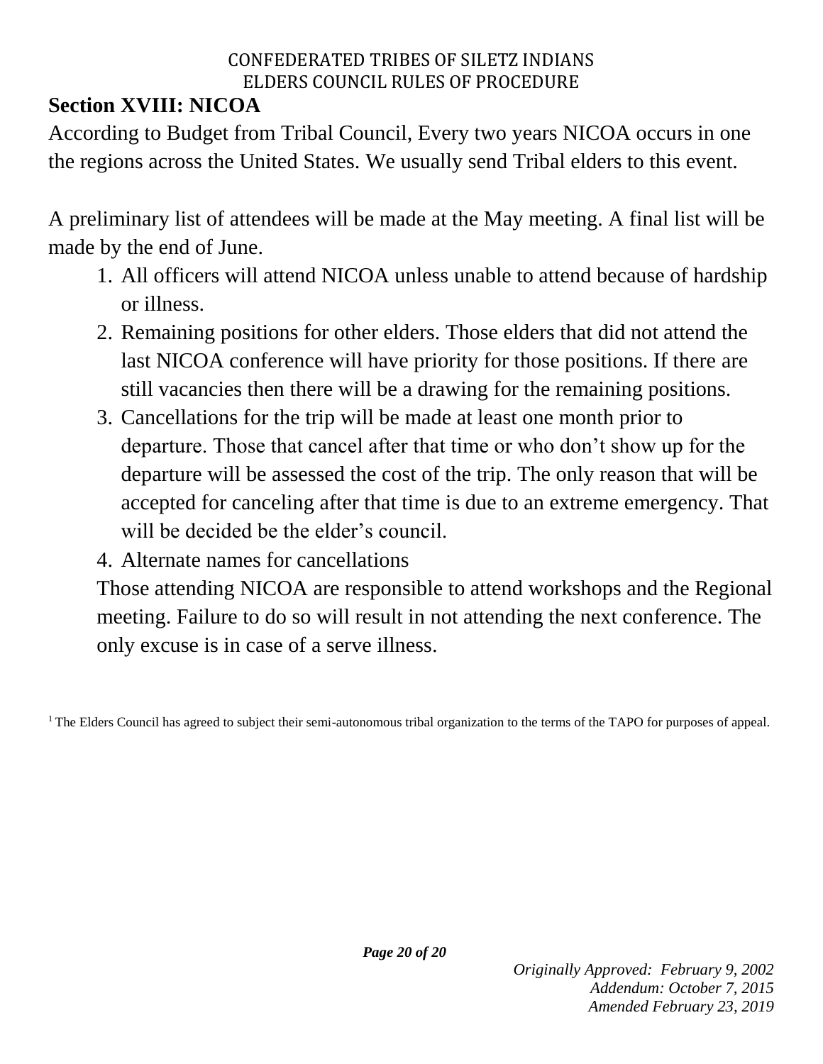## Section XVIII: NICOA

According to Budget from Tribal Council, Every two years NICOA occurs in one the regions across the United States. We usually send Tribal elders to this event.

A preliminary list of attendees will be made at the May meeting. A final list will be made by the end of June.

1. All officers will attend NICOA unless unable to attend because of hardship or illness.
2. Remaining positions for other elders. Those elders that did not attend the last NICOA conference will have priority for those positions. If there are still vacancies then there will be a drawing for the remaining positions.
3. Cancellations for the trip will be made at least one month prior to departure. Those that cancel after that time or who don't show up for the departure will be assessed the cost of the trip. The only reason that will be accepted for canceling after that time is due to an extreme emergency. That will be decided be the elder's council.
4. Alternate names for cancellations

   Those attending NICOA are responsible to attend workshops and the Regional meeting. Failure to do so will result in not attending the next conference. The only excuse is in case of a serve illness.

[1] The Elders Council has agreed to subject their semi-autonomous tribal organization to the terms of the TAPO for purposes of appeal.

*Originally Approved: February 9, 2002*
*Addendum: October 7, 2015*
*Amended February 23, 2019*